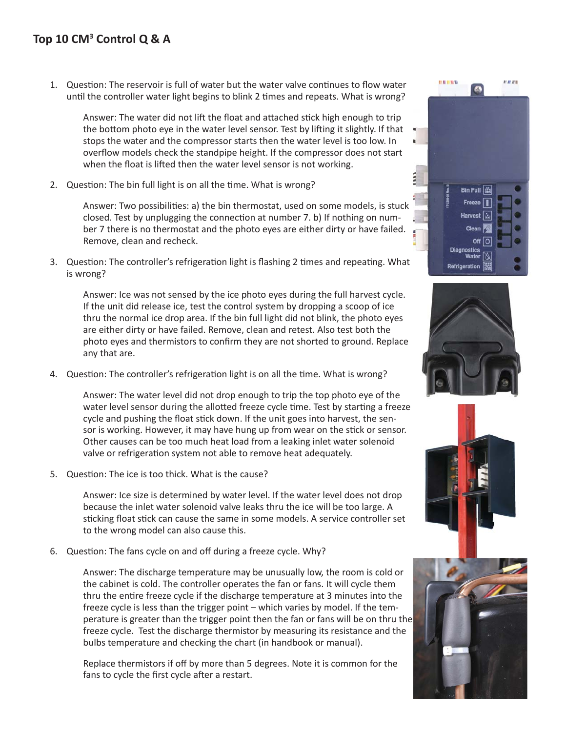## Top 10 $CM^3$ Control Q & A

1. Question: The reservoir is full of water but the water valve continues to flow water until the controller water light begins to blink 2 times and repeats. What is wrong?

   Answer: The water did not lift the float and attached stick high enough to trip the bottom photo eye in the water level sensor. Test by lifting it slightly. If that stops the water and the compressor starts then the water level is too low. In overflow models check the standpipe height. If the compressor does not start when the float is lifted then the water level sensor is not working.

2. Question: The bin full light is on all the time. What is wrong?

   Answer: Two possibilities: a) the bin thermostat, used on some models, is stuck closed. Test by unplugging the connection at number 7. b) If nothing on number 7 there is no thermostat and the photo eyes are either dirty or have failed. Remove, clean and recheck.

3. Question: The controller's refrigeration light is flashing 2 times and repeating. What is wrong?

   Answer: Ice was not sensed by the ice photo eyes during the full harvest cycle. If the unit did release ice, test the control system by dropping a scoop of ice thru the normal ice drop area. If the bin full light did not blink, the photo eyes are either dirty or have failed. Remove, clean and retest. Also test both the photo eyes and thermistors to confirm they are not shorted to ground. Replace any that are.

4. Question: The controller's refrigeration light is on all the time. What is wrong?

   Answer: The water level did not drop enough to trip the top photo eye of the water level sensor during the allotted freeze cycle time. Test by starting a freeze cycle and pushing the float stick down. If the unit goes into harvest, the sensor is working. However, it may have hung up from wear on the stick or sensor. Other causes can be too much heat load from a leaking inlet water solenoid valve or refrigeration system not able to remove heat adequately.

5. Question: The ice is too thick. What is the cause?

   Answer: Ice size is determined by water level. If the water level does not drop because the inlet water solenoid valve leaks thru the ice will be too large. A sticking float stick can cause the same in some models. A service controller set to the wrong model can also cause this.

6. Question: The fans cycle on and off during a freeze cycle. Why?

   Answer: The discharge temperature may be unusually low, the room is cold or the cabinet is cold. The controller operates the fan or fans. It will cycle them thru the entire freeze cycle if the discharge temperature at 3 minutes into the freeze cycle is less than the trigger point – which varies by model. If the temperature is greater than the trigger point then the fan or fans will be on thru the freeze cycle. Test the discharge thermistor by measuring its resistance and the bulbs temperature and checking the chart (in handbook or manual).

   Replace thermistors if off by more than 5 degrees. Note it is common for the fans to cycle the first cycle after a restart.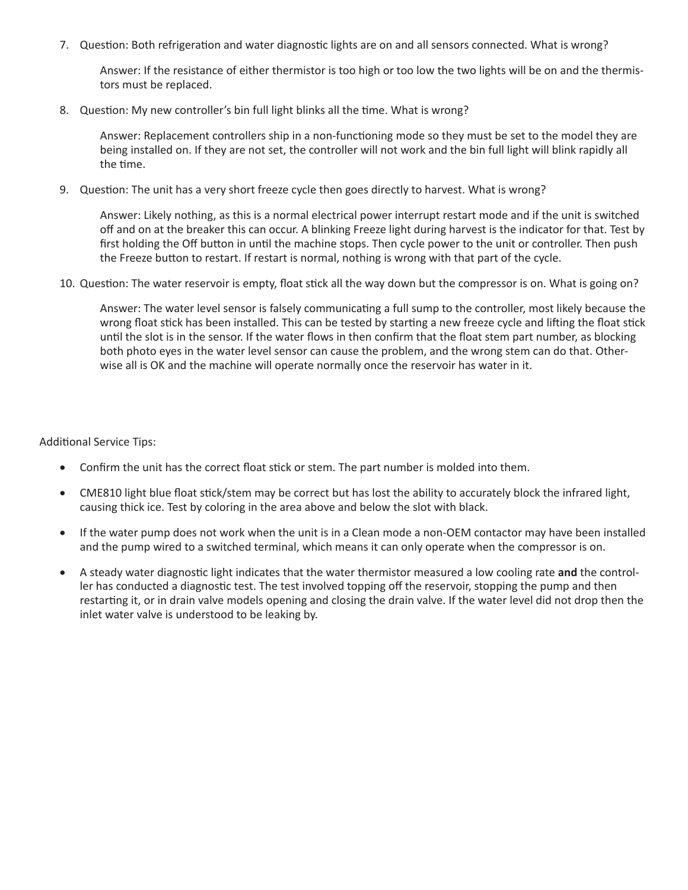7. Question: Both refrigeration and water diagnostic lights are on and all sensors connected. What is wrong?

   Answer: If the resistance of either thermistor is too high or too low the two lights will be on and the thermistors must be replaced.

8. Question: My new controller's bin full light blinks all the time. What is wrong?

   Answer: Replacement controllers ship in a non-functioning mode so they must be set to the model they are being installed on. If they are not set, the controller will not work and the bin full light will blink rapidly all the time.

9. Question: The unit has a very short freeze cycle then goes directly to harvest. What is wrong?

   Answer: Likely nothing, as this is a normal electrical power interrupt restart mode and if the unit is switched off and on at the breaker this can occur. A blinking Freeze light during harvest is the indicator for that. Test by first holding the Off button in until the machine stops. Then cycle power to the unit or controller. Then push the Freeze button to restart. If restart is normal, nothing is wrong with that part of the cycle.

10. Question: The water reservoir is empty, float stick all the way down but the compressor is on. What is going on?

    Answer: The water level sensor is falsely communicating a full sump to the controller, most likely because the wrong float stick has been installed. This can be tested by starting a new freeze cycle and lifting the float stick until the slot is in the sensor. If the water flows in then confirm that the float stem part number, as blocking both photo eyes in the water level sensor can cause the problem, and the wrong stem can do that. Otherwise all is OK and the machine will operate normally once the reservoir has water in it.

Additional Service Tips:

- Confirm the unit has the correct float stick or stem. The part number is molded into them.
- CME810 light blue float stick/stem may be correct but has lost the ability to accurately block the infrared light, causing thick ice. Test by coloring in the area above and below the slot with black.
- If the water pump does not work when the unit is in a Clean mode a non-OEM contactor may have been installed and the pump wired to a switched terminal, which means it can only operate when the compressor is on.
- A steady water diagnostic light indicates that the water thermistor measured a low cooling rate **and** the controller has conducted a diagnostic test. The test involved topping off the reservoir, stopping the pump and then restarting it, or in drain valve models opening and closing the drain valve. If the water level did not drop then the inlet water valve is understood to be leaking by.